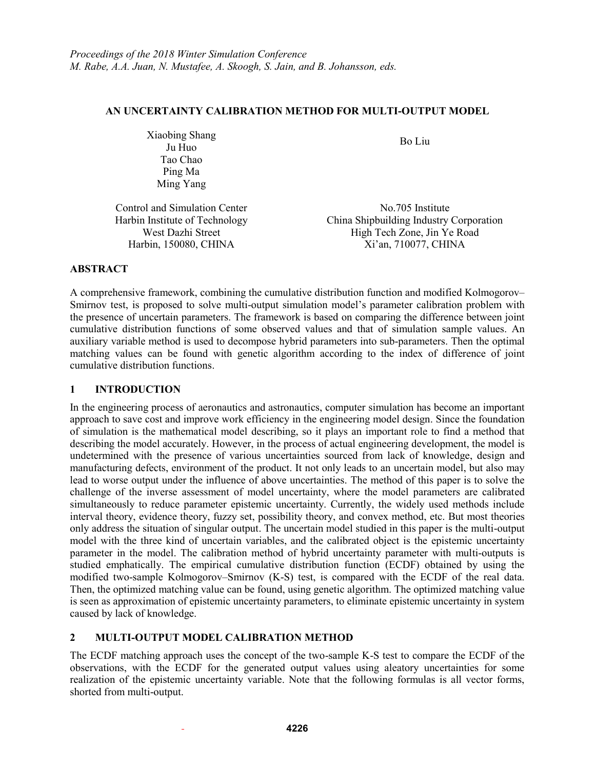*Proceedings of the 2018 Winter Simulation Conference*
*M. Rabe, A.A. Juan, N. Mustafee, A. Skoogh, S. Jain, and B. Johansson, eds.*

# AN UNCERTAINTY CALIBRATION METHOD FOR MULTI-OUTPUT MODEL

Xiaobing Shang
Ju Huo
Tao Chao
Ping Ma
Ming Yang

Control and Simulation Center
Harbin Institute of Technology
West Dazhi Street
Harbin, 150080, CHINA

Bo Liu

No.705 Institute
China Shipbuilding Industry Corporation
High Tech Zone, Jin Ye Road
Xi'an, 710077, CHINA

## ABSTRACT

A comprehensive framework, combining the cumulative distribution function and modified Kolmogorov–Smirnov test, is proposed to solve multi-output simulation model's parameter calibration problem with the presence of uncertain parameters. The framework is based on comparing the difference between joint cumulative distribution functions of some observed values and that of simulation sample values. An auxiliary variable method is used to decompose hybrid parameters into sub-parameters. Then the optimal matching values can be found with genetic algorithm according to the index of difference of joint cumulative distribution functions.

## 1 INTRODUCTION

In the engineering process of aeronautics and astronautics, computer simulation has become an important approach to save cost and improve work efficiency in the engineering model design. Since the foundation of simulation is the mathematical model describing, so it plays an important role to find a method that describing the model accurately. However, in the process of actual engineering development, the model is undetermined with the presence of various uncertainties sourced from lack of knowledge, design and manufacturing defects, environment of the product. It not only leads to an uncertain model, but also may lead to worse output under the influence of above uncertainties. The method of this paper is to solve the challenge of the inverse assessment of model uncertainty, where the model parameters are calibrated simultaneously to reduce parameter epistemic uncertainty. Currently, the widely used methods include interval theory, evidence theory, fuzzy set, possibility theory, and convex method, etc. But most theories only address the situation of singular output. The uncertain model studied in this paper is the multi-output model with the three kind of uncertain variables, and the calibrated object is the epistemic uncertainty parameter in the model. The calibration method of hybrid uncertainty parameter with multi-outputs is studied emphatically. The empirical cumulative distribution function (ECDF) obtained by using the modified two-sample Kolmogorov–Smirnov (K-S) test, is compared with the ECDF of the real data. Then, the optimized matching value can be found, using genetic algorithm. The optimized matching value is seen as approximation of epistemic uncertainty parameters, to eliminate epistemic uncertainty in system caused by lack of knowledge.

## 2 MULTI-OUTPUT MODEL CALIBRATION METHOD

The ECDF matching approach uses the concept of the two-sample K-S test to compare the ECDF of the observations, with the ECDF for the generated output values using aleatory uncertainties for some realization of the epistemic uncertainty variable. Note that the following formulas is all vector forms, shorted from multi-output.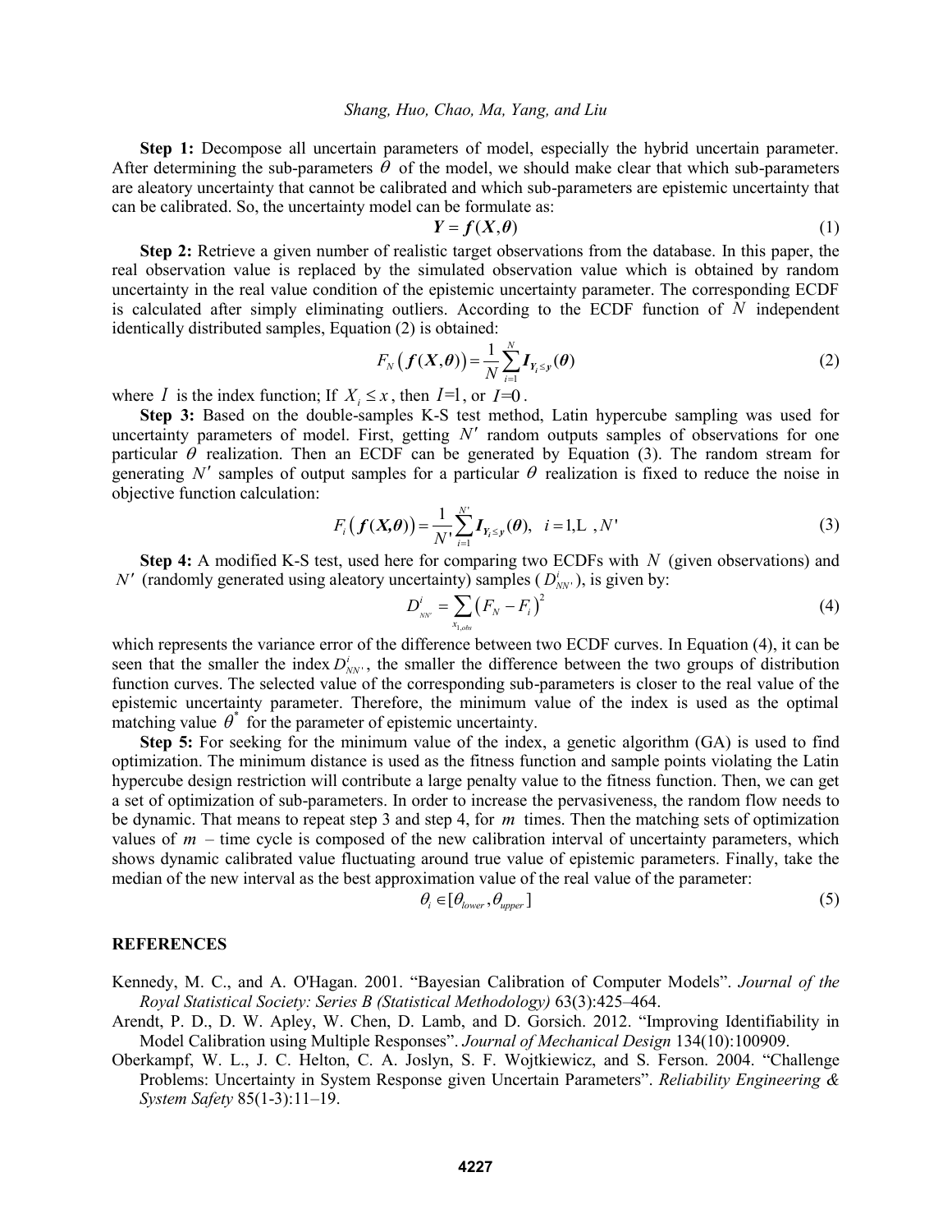**Step 1:** Decompose all uncertain parameters of model, especially the hybrid uncertain parameter. After determining the sub-parameters $\theta$ of the model, we should make clear that which sub-parameters are aleatory uncertainty that cannot be calibrated and which sub-parameters are epistemic uncertainty that can be calibrated. So, the uncertainty model can be formulate as:

$$\boldsymbol{Y} = \boldsymbol{f}(\boldsymbol{X}, \boldsymbol{\theta}) \tag{1}$$

**Step 2:** Retrieve a given number of realistic target observations from the database. In this paper, the real observation value is replaced by the simulated observation value which is obtained by random uncertainty in the real value condition of the epistemic uncertainty parameter. The corresponding ECDF is calculated after simply eliminating outliers. According to the ECDF function of $N$ independent identically distributed samples, Equation (2) is obtained:

$$F_N\left(\boldsymbol{f}(\boldsymbol{X},\boldsymbol{\theta})\right) = \frac{1}{N}\sum_{i=1}^{N} \boldsymbol{I}_{\boldsymbol{Y}_i \le \boldsymbol{y}}(\boldsymbol{\theta}) \tag{2}$$

where $I$ is the index function; If $X_i \le x$, then $I=1$, or $I=0$.

**Step 3:** Based on the double-samples K-S test method, Latin hypercube sampling was used for uncertainty parameters of model. First, getting $N'$ random outputs samples of observations for one particular $\theta$ realization. Then an ECDF can be generated by Equation (3). The random stream for generating $N'$ samples of output samples for a particular $\theta$ realization is fixed to reduce the noise in objective function calculation:

$$F_i\left(\boldsymbol{f}(\boldsymbol{X},\boldsymbol{\theta})\right) = \frac{1}{N'}\sum_{i=1}^{N'} \boldsymbol{I}_{\boldsymbol{Y}_i \le \boldsymbol{y}}(\boldsymbol{\theta}), \quad i = 1, \ldots, N' \tag{3}$$

**Step 4:** A modified K-S test, used here for comparing two ECDFs with $N$ (given observations) and $N'$ (randomly generated using aleatory uncertainty) samples ($D_{NN'}^{i}$), is given by:

$$D_{NN'}^{i} = \sum_{x_{1,obs}} \left(F_N - F_i\right)^2 \tag{4}$$

which represents the variance error of the difference between two ECDF curves. In Equation (4), it can be seen that the smaller the index $D_{NN'}^{i}$, the smaller the difference between the two groups of distribution function curves. The selected value of the corresponding sub-parameters is closer to the real value of the epistemic uncertainty parameter. Therefore, the minimum value of the index is used as the optimal matching value $\theta^*$ for the parameter of epistemic uncertainty.

**Step 5:** For seeking for the minimum value of the index, a genetic algorithm (GA) is used to find optimization. The minimum distance is used as the fitness function and sample points violating the Latin hypercube design restriction will contribute a large penalty value to the fitness function. Then, we can get a set of optimization of sub-parameters. In order to increase the pervasiveness, the random flow needs to be dynamic. That means to repeat step 3 and step 4, for $m$ times. Then the matching sets of optimization values of $m$ – time cycle is composed of the new calibration interval of uncertainty parameters, which shows dynamic calibrated value fluctuating around true value of epistemic parameters. Finally, take the median of the new interval as the best approximation value of the real value of the parameter:

$$\theta_i \in [\theta_{lower}, \theta_{upper}] \tag{5}$$

## REFERENCES

Kennedy, M. C., and A. O'Hagan. 2001. "Bayesian Calibration of Computer Models". *Journal of the Royal Statistical Society: Series B (Statistical Methodology)* 63(3):425–464.

Arendt, P. D., D. W. Apley, W. Chen, D. Lamb, and D. Gorsich. 2012. "Improving Identifiability in Model Calibration using Multiple Responses". *Journal of Mechanical Design* 134(10):100909.

Oberkampf, W. L., J. C. Helton, C. A. Joslyn, S. F. Wojtkiewicz, and S. Ferson. 2004. "Challenge Problems: Uncertainty in System Response given Uncertain Parameters". *Reliability Engineering & System Safety* 85(1-3):11–19.